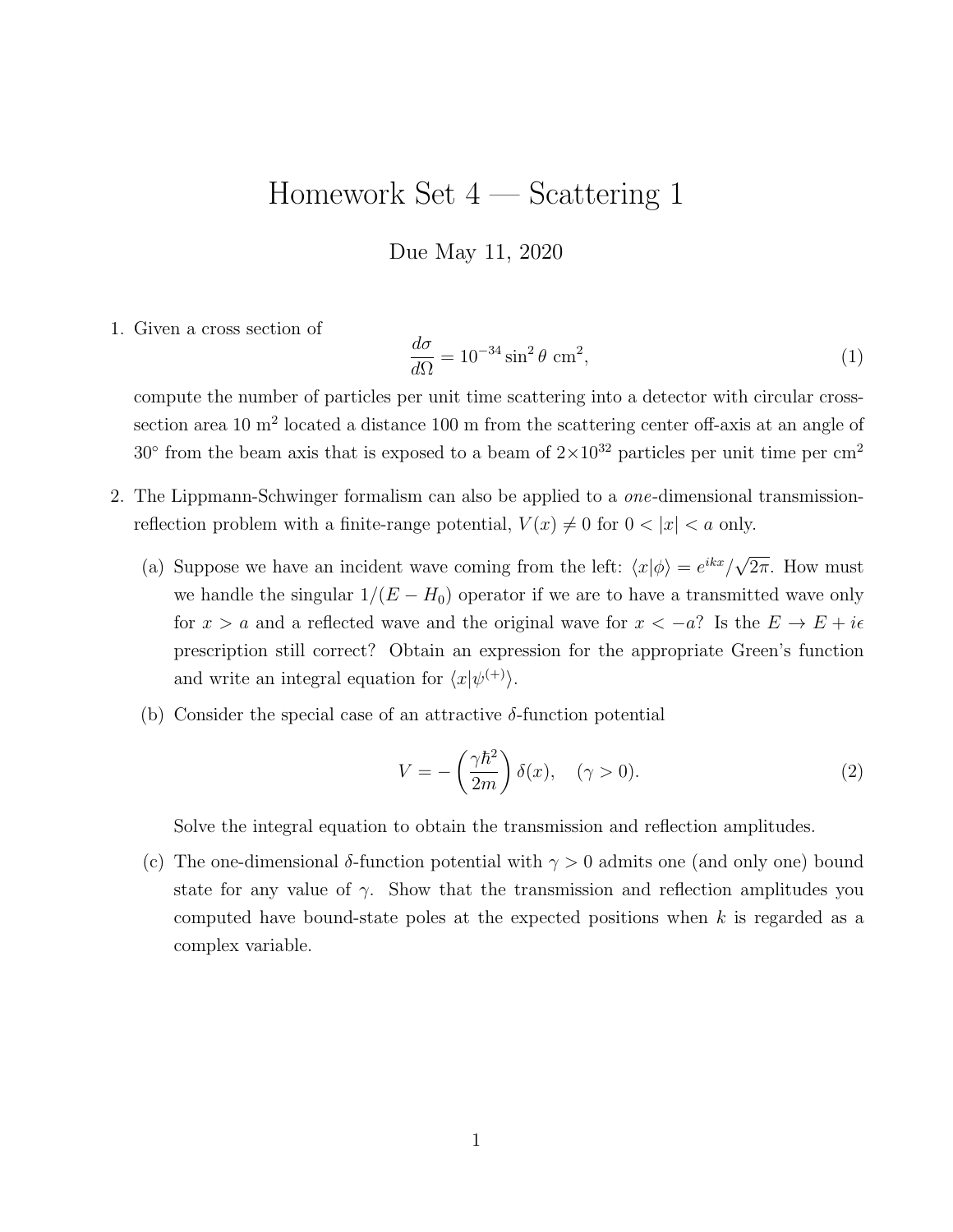# Homework Set 4 — Scattering 1

Due May 11, 2020

1. Given a cross section of
$$\frac{d\sigma}{d\Omega} = 10^{-34} \sin^2\theta \text{ cm}^2, \tag{1}$$
compute the number of particles per unit time scattering into a detector with circular cross-section area 10 $\text{m}^2$ located a distance 100 m from the scattering center off-axis at an angle of $30^\circ$ from the beam axis that is exposed to a beam of $2{\times}10^{32}$ particles per unit time per $\text{cm}^2$

2. The Lippmann-Schwinger formalism can also be applied to a *one*-dimensional transmission-reflection problem with a finite-range potential, $V(x) \neq 0$ for $0 < |x| < a$ only.

   (a) Suppose we have an incident wave coming from the left: $\langle x|\phi\rangle = e^{ikx}/\sqrt{2\pi}$. How must we handle the singular $1/(E - H_0)$ operator if we are to have a transmitted wave only for $x > a$ and a reflected wave and the original wave for $x < -a$? Is the $E \to E + i\epsilon$ prescription still correct? Obtain an expression for the appropriate Green's function and write an integral equation for $\langle x|\psi^{(+)}\rangle$.

   (b) Consider the special case of an attractive $\delta$-function potential
$$V = -\left(\frac{\gamma\hbar^2}{2m}\right)\delta(x), \quad (\gamma > 0). \tag{2}$$
   Solve the integral equation to obtain the transmission and reflection amplitudes.

   (c) The one-dimensional $\delta$-function potential with $\gamma > 0$ admits one (and only one) bound state for any value of $\gamma$. Show that the transmission and reflection amplitudes you computed have bound-state poles at the expected positions when $k$ is regarded as a complex variable.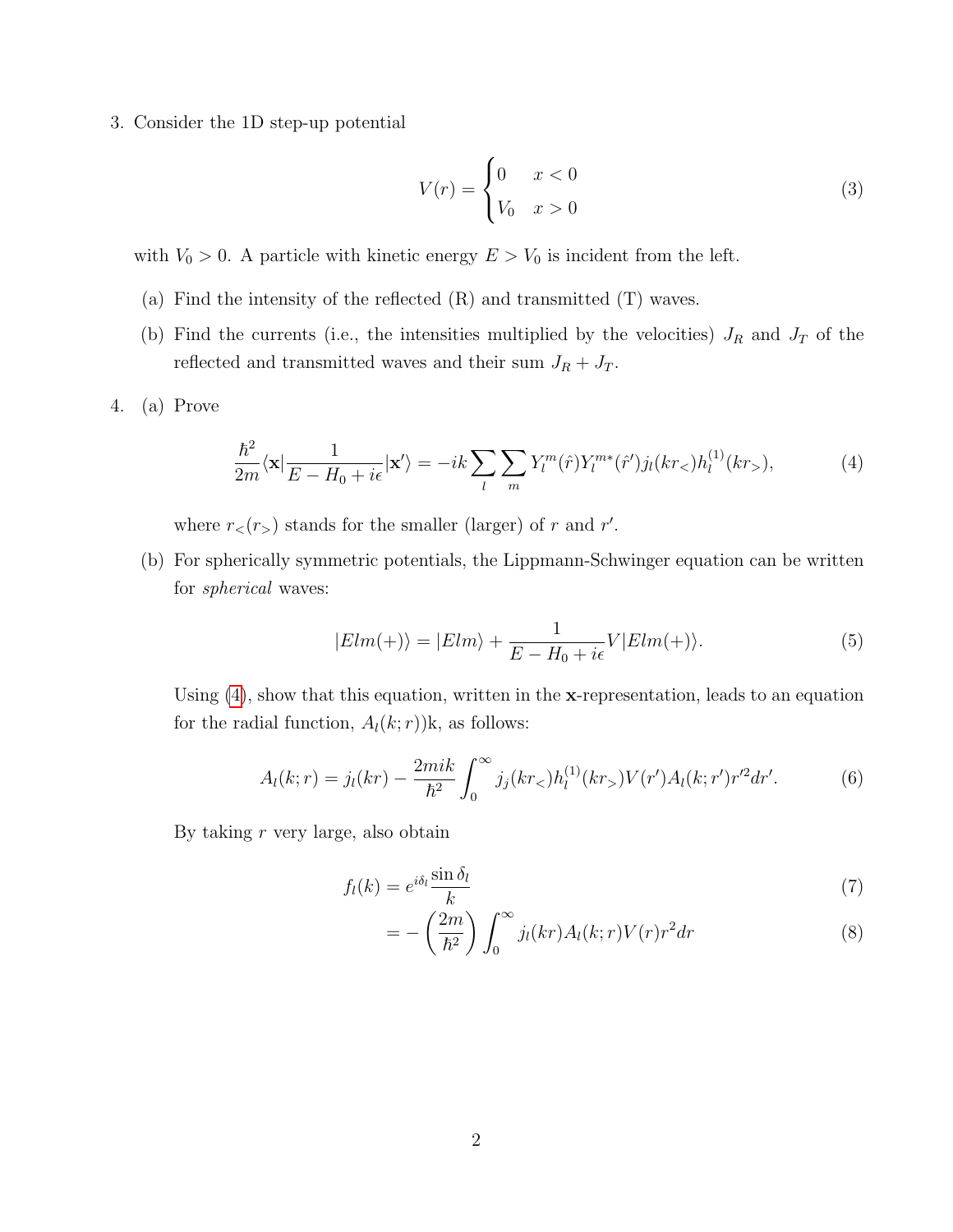3. Consider the 1D step-up potential

$$V(r) = \begin{cases} 0 & x < 0 \\ V_0 & x > 0 \end{cases} \tag{3}$$

with $V_0 > 0$. A particle with kinetic energy $E > V_0$ is incident from the left.

   (a) Find the intensity of the reflected (R) and transmitted (T) waves.

   (b) Find the currents (i.e., the intensities multiplied by the velocities) $J_R$ and $J_T$ of the reflected and transmitted waves and their sum $J_R + J_T$.

4. (a) Prove

$$\frac{\hbar^2}{2m}\langle \mathbf{x}|\frac{1}{E - H_0 + i\epsilon}|\mathbf{x}'\rangle = -ik \sum_l \sum_m Y_l^m(\hat{r}) Y_l^{m*}(\hat{r}') j_l(kr_<) h_l^{(1)}(kr_>), \tag{4}$$

   where $r_<(r_>)$ stands for the smaller (larger) of $r$ and $r'$.

   (b) For spherically symmetric potentials, the Lippmann-Schwinger equation can be written for *spherical* waves:

$$|Elm(+)\rangle = |Elm\rangle + \frac{1}{E - H_0 + i\epsilon} V |Elm(+)\rangle. \tag{5}$$

   Using (4), show that this equation, written in the $\mathbf{x}$-representation, leads to an equation for the radial function, $A_l(k; r)$)k, as follows:

$$A_l(k; r) = j_l(kr) - \frac{2mik}{\hbar^2} \int_0^\infty j_j(kr_<) h_l^{(1)}(kr_>) V(r') A_l(k; r') r'^2 dr'. \tag{6}$$

   By taking $r$ very large, also obtain

$$f_l(k) = e^{i\delta_l} \frac{\sin \delta_l}{k} \tag{7}$$

$$= -\left(\frac{2m}{\hbar^2}\right) \int_0^\infty j_l(kr) A_l(k; r) V(r) r^2 dr \tag{8}$$